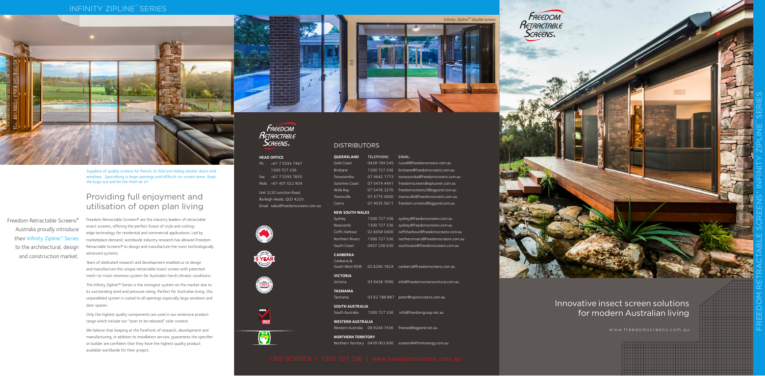# INFINITY ZIPLINE™ SERIES

*Infinity Zipline™ double screen*

*Suppliers of quality screens for french, bi-fold and sliding stacker doors and windows. Specialising in large openings and difficult-to-screen areas. Keep the bugs out and let the fresh air in!*

## Providing full enjoyment and utilisation of open plan living

Freedom Retractable Screens® Australia proudly introduce their Infinity Zipline™ Series to the architectural, design and construction market.

Freedom Retractable Screens® are the industry leaders of retractable insect screens, offering the perfect fusion of style and cutting-edge technology for residential and commercial applications. Led by marketplace demand, worldwide industry research has allowed Freedom Retractable Screens® to design and manufacture the most technologically advanced systems.

Years of dedicated research and development enabled us to design and manufacture this unique retractable insect screen with patented mesh-to-track retention system for Australia's harsh climatic conditions.

The Infinity Zipline™ Series is the strongest system on the market due to its outstanding wind and pressure rating. Perfect for Australian living, this unparalleled system is suited to all openings especially large windows and door spaces.

Only the highest quality components are used in our extensive product range which include our "soon to be released" solar screens.

We believe that keeping at the forefront of research, development and manufacturing, in addition to installation service, guarantees the specifier or builder are confident that they have the highest quality product available worldwide for their project.

Freedom Retractable Screens.

**HEAD OFFICE**
Ph: +61 7 5593 7467
1300 727 336
Fax: +61 7 5593 7855
Mob: +61 401 022 904

Unit 3/20 Junction Road,
Burleigh Heads, QLD 4220
Email: sales@freedomscreens.com.au

5 YEAR

## DISTRIBUTORS

| QUEENSLAND | TELEPHONE: | EMAIL: |
|---|---|---|
| Gold Coast | 0428 194 545 | russell@freedomscreens.com.au |
| Brisbane | 1300 727 336 | brisbane@freedomscreens.com.au |
| Toowoomba | 07 4642 1773 | toowoomba@freedomscreens.com.au |
| Sunshine Coast | 07 5474 4441 | freedomscreens@optusnet.com.au |
| Wide Bay | 07 5476 3270 | freedomscreens2@bigpond.com.au |
| Townsville | 07 4775 4000 | townsville@freedomscreens.com.au |
| Cairns | 07 4035 5611 | freedom.screens@bigpond.com.au |
| **NEW SOUTH WALES** | | |
| Sydney | 1300 727 336 | sydney@freedomscreens.com.au |
| Newcastle | 1300 727 336 | sydney@freedomscreens.com.au |
| Coffs Harbour | 02 6658 0400 | coffsharbour@freedomscreens.com.au |
| Northern Rivers | 1300 727 336 | northernrivers@freedomscreens.com.au |
| South Coast | 0407 236 630 | southcoast@freedomscreens.com.au |
| **CANBERRA** | | |
| Canberra & South West NSW | 02 6260 1824 | canberra@freedomscreens.com.au |
| **VICTORIA** | | |
| Victoria | 03 9428 7696 | info@freedomscreensvictoria.com.au |
| **TASMANIA** | | |
| Tasmania | 03 62 788 887 | peter@taylorscreens.com.au |
| **SOUTH AUSTRALIA** | | |
| South Australia | 1300 727 336 | info@freedomgroup.net.au |
| **WESTERN AUSTRALIA** | | |
| Western Australia | 08 9244 7436 | freewa@bigpond.net.au |
| **NORTHERN TERRITORY** | | |
| Northern Territory | 0439 003 600 | screens@4frontenergy.com.au |

1300 SCREEN | 1300 727 336 | www.freedomscreens.com.au

Freedom Retractable Screens.

## Innovative insect screen solutions for modern Australian living

www.freedomscreens.com.au

FREEDOM RETRACTABLE SCREENS® INFINITY ZIPLINE SERIES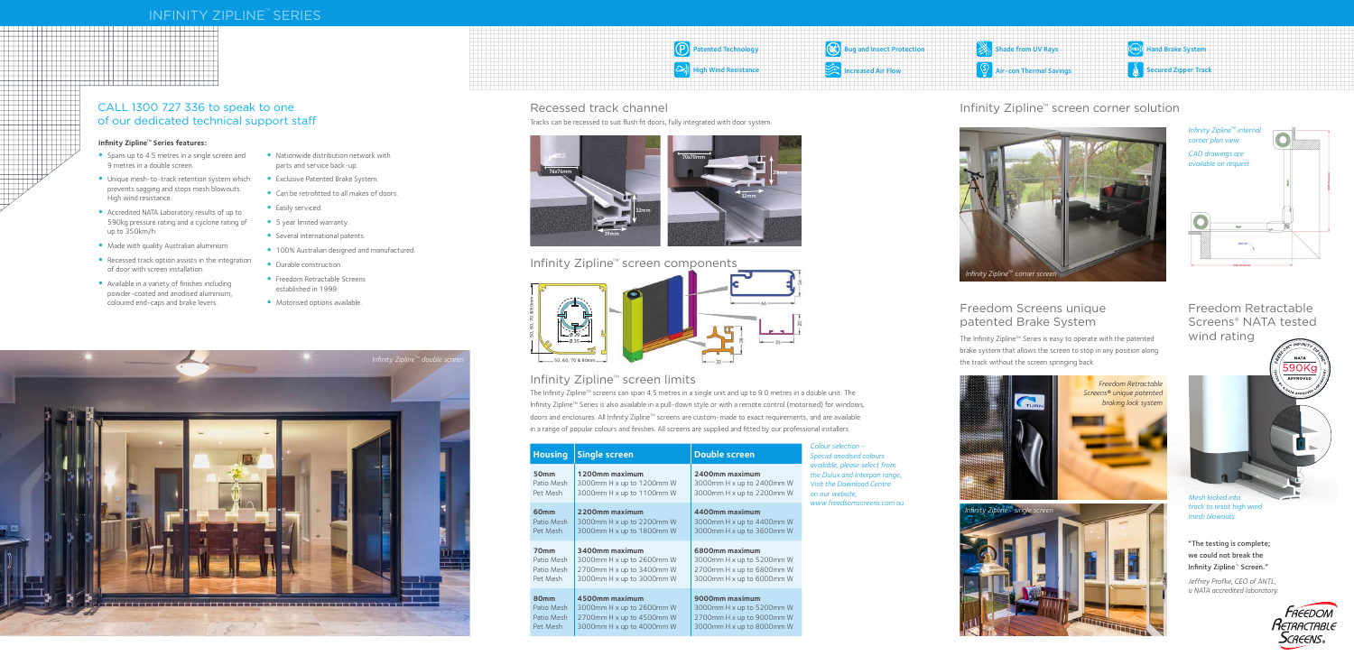# INFINITY ZIPLINE™ SERIES

Patented Technology | High Wind Resistance | Bug and Insect Protection | Increased Air Flow | Shade from UV Rays | Air-con Thermal Savings | Hand Brake System | Secured Zipper Track

## CALL 1300 727 336 to speak to one of our dedicated technical support staff

**Infinity Zipline™ Series features:**

- Spans up to 4.5 metres in a single screen and 9 metres in a double screen.
- Unique mesh-to-track retention system which prevents sagging and stops mesh blowouts. High wind resistance.
- Accredited NATA Laboratory results of up to 590kg pressure rating and a cyclone rating of up to 350km/h.
- Made with quality Australian aluminium.
- Recessed track option assists in the integration of door with screen installation.
- Available in a variety of finishes including powder-coated and anodised aluminium, coloured end-caps and brake levers.
- Nationwide distribution network with parts and service back-up.
- Exclusive Patented Brake System.
- Can be retrofitted to all makes of doors.
- Easily serviced.
- 5 year limited warranty.
- Several international patents.
- 100% Australian designed and manufactured.
- Durable construction.
- Freedom Retractable Screens established in 1999.
- Motorised options available.

*Infinity Zipline™ double screen*

## Recessed track channel

Tracks can be recessed to suit flush fit doors, fully integrated with door system.

74x74mm
32mm
39mm
70x70mm
28mm
32mm

## Infinity Zipline™ screen components

50, 60, 70 & 80mm
64
32
35
26
20

## Infinity Zipline™ screen limits

The Infinity Zipline™ screens can span 4.5 metres in a single unit and up to 9.0 metres in a double unit. The Infinity Zipline™ Series is also available in a pull-down style or with a remote control (motorised) for windows, doors and enclosures. All Infinity Zipline™ screens are custom-made to exact requirements, and are available in a range of popular colours and finishes. All screens are supplied and fitted by our professional installers.

| Housing | Single screen | Double screen |
|---|---|---|
| **50mm**<br>Patio Mesh<br>Pet Mesh | **1200mm maximum**<br>3000mm H x up to 1200mm W<br>3000mm H x up to 1100mm W | **2400mm maximum**<br>3000mm H x up to 2400mm W<br>3000mm H x up to 2200mm W |
| **60mm**<br>Patio Mesh<br>Pet Mesh | **2200mm maximum**<br>3000mm H x up to 2200mm W<br>3000mm H x up to 1800mm W | **4400mm maximum**<br>3000mm H x up to 4400mm W<br>3000mm H x up to 3600mm W |
| **70mm**<br>Patio Mesh<br>Patio Mesh<br>Pet Mesh | **3400mm maximum**<br>3000mm H x up to 2600mm W<br>2700mm H x up to 3400mm W<br>3000mm H x up to 3000mm W | **6800mm maximum**<br>3000mm H x up to 5200mm W<br>2700mm H x up to 6800mm W<br>3000mm H x up to 6000mm W |
| **80mm**<br>Patio Mesh<br>Patio Mesh<br>Pet Mesh | **4500mm maximum**<br>3000mm H x up to 2600mm W<br>2700mm H x up to 4500mm W<br>3000mm H x up to 4000mm W | **9000mm maximum**<br>3000mm H x up to 5200mm W<br>2700mm H x up to 9000mm W<br>3000mm H x up to 8000mm W |

*Colour selection - Special anodised colours available, please select from the Dulux and Interpon range, Visit the Download Centre on our website, www.freedomscreens.com.au*

## Infinity Zipline™ screen corner solution

*Infinity Zipline™ corner screen*

*Infinity Zipline™ internal corner plan view.*

*CAD drawings are available on request.*

## Freedom Screens unique patented Brake System

The Infinity Zipline™ Series is easy to operate with the patented brake system that allows the screen to stop in any position along the track without the screen springing back.

*Freedom Retractable Screens® unique patented braking lock system*

*Infinity Zipline™ single screen*

## Freedom Retractable Screens® NATA tested wind rating

NATA 590Kg APPROVED

*Mesh locked into track to resist high wind mesh blowouts.*

**"The testing is complete; we could not break the Infinity Zipline™ Screen."**

*Jeffrey Profke, CEO of ANTL, a NATA accredited laboratory.*

FREEDOM RETRACTABLE SCREENS.